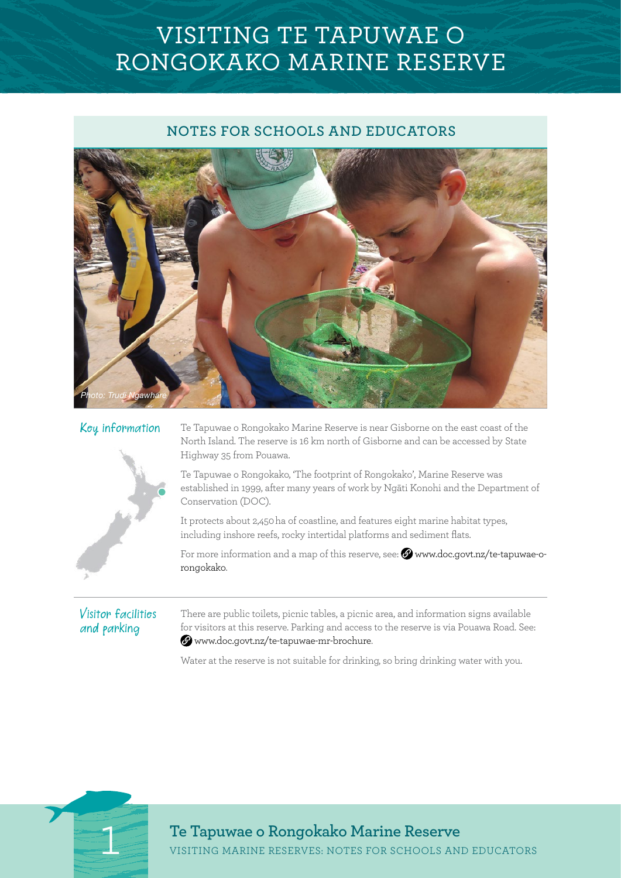# VISITING TE TAPUWAE O RONGOKAKO MARINE RESERVE

## NOTES FOR SCHOOLS AND EDUCATORS

*Photo: Trudi Ngawhare*

### Key information

Te Tapuwae o Rongokako Marine Reserve is near Gisborne on the east coast of the North Island. The reserve is 16 km north of Gisborne and can be accessed by State Highway 35 from Pouawa.

Te Tapuwae o Rongokako, 'The footprint of Rongokako', Marine Reserve was established in 1999, after many years of work by Ngāti Konohi and the Department of Conservation (DOC).

It protects about 2,450 ha of coastline, and features eight marine habitat types, including inshore reefs, rocky intertidal platforms and sediment flats.

For more information and a map of this reserve, see: www.doc.govt.nz/te-tapuwae-o-rongokako.

### Visitor facilities and parking

There are public toilets, picnic tables, a picnic area, and information signs available for visitors at this reserve. Parking and access to the reserve is via Pouawa Road. See: www.doc.govt.nz/te-tapuwae-mr-brochure.

Water at the reserve is not suitable for drinking, so bring drinking water with you.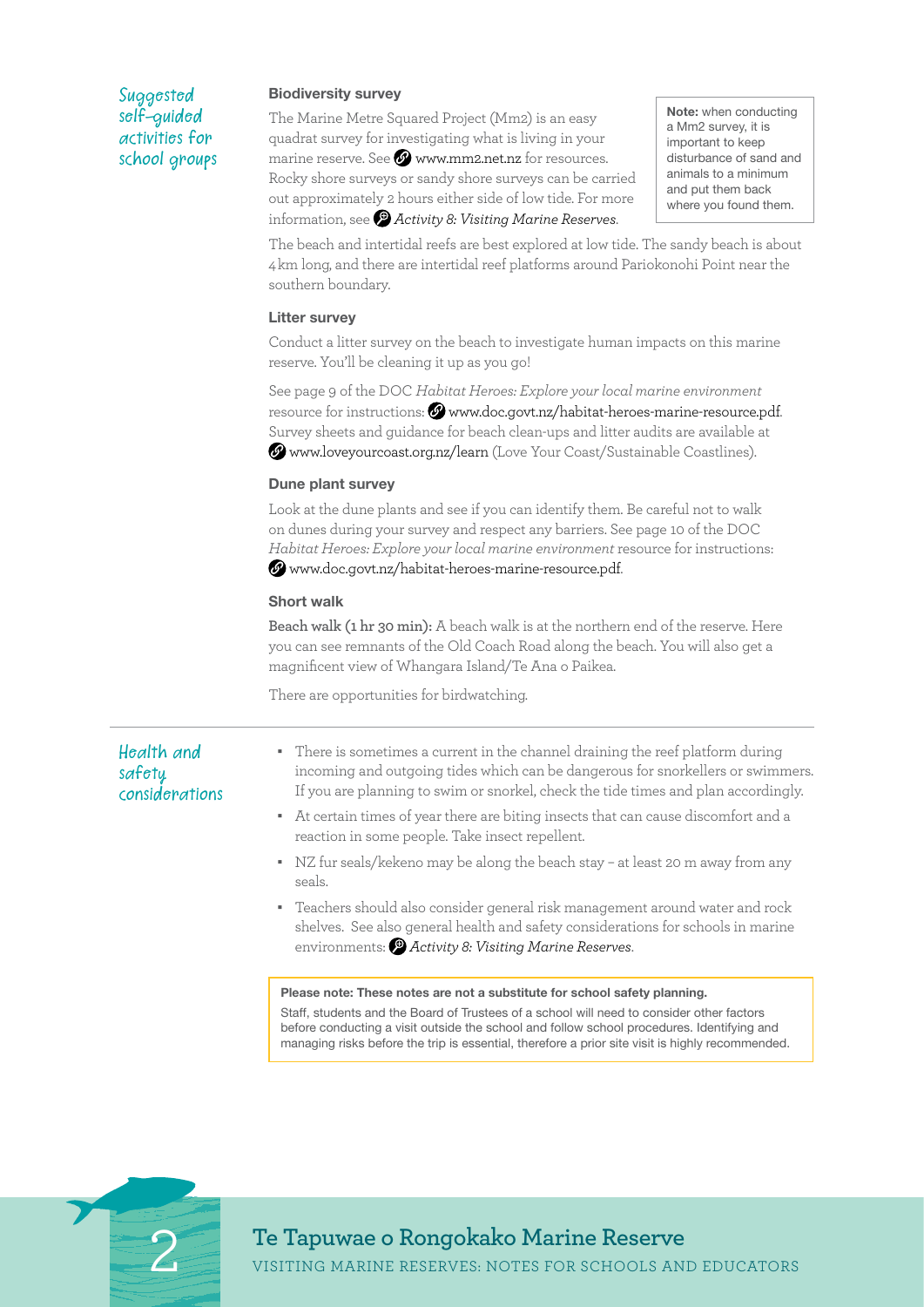## Suggested self-guided activities for school groups

### Biodiversity survey

The Marine Metre Squared Project (Mm2) is an easy quadrat survey for investigating what is living in your marine reserve. See www.mm2.net.nz for resources. Rocky shore surveys or sandy shore surveys can be carried out approximately 2 hours either side of low tide. For more information, see *Activity 8: Visiting Marine Reserves*.

> **Note:** when conducting a Mm2 survey, it is important to keep disturbance of sand and animals to a minimum and put them back where you found them.

The beach and intertidal reefs are best explored at low tide. The sandy beach is about 4 km long, and there are intertidal reef platforms around Pariokonohi Point near the southern boundary.

### Litter survey

Conduct a litter survey on the beach to investigate human impacts on this marine reserve. You'll be cleaning it up as you go!

See page 9 of the DOC *Habitat Heroes: Explore your local marine environment* resource for instructions: www.doc.govt.nz/habitat-heroes-marine-resource.pdf. Survey sheets and guidance for beach clean-ups and litter audits are available at www.loveyourcoast.org.nz/learn (Love Your Coast/Sustainable Coastlines).

### Dune plant survey

Look at the dune plants and see if you can identify them. Be careful not to walk on dunes during your survey and respect any barriers. See page 10 of the DOC *Habitat Heroes: Explore your local marine environment* resource for instructions: www.doc.govt.nz/habitat-heroes-marine-resource.pdf.

### Short walk

**Beach walk (1 hr 30 min):** A beach walk is at the northern end of the reserve. Here you can see remnants of the Old Coach Road along the beach. You will also get a magnificent view of Whangara Island/Te Ana o Paikea.

There are opportunities for birdwatching.

## Health and safety considerations

- There is sometimes a current in the channel draining the reef platform during incoming and outgoing tides which can be dangerous for snorkellers or swimmers. If you are planning to swim or snorkel, check the tide times and plan accordingly.
- At certain times of year there are biting insects that can cause discomfort and a reaction in some people. Take insect repellent.
- NZ fur seals/kekeno may be along the beach stay – at least 20 m away from any seals.
- Teachers should also consider general risk management around water and rock shelves. See also general health and safety considerations for schools in marine environments: *Activity 8: Visiting Marine Reserves*.

> **Please note: These notes are not a substitute for school safety planning.**
> Staff, students and the Board of Trustees of a school will need to consider other factors before conducting a visit outside the school and follow school procedures. Identifying and managing risks before the trip is essential, therefore a prior site visit is highly recommended.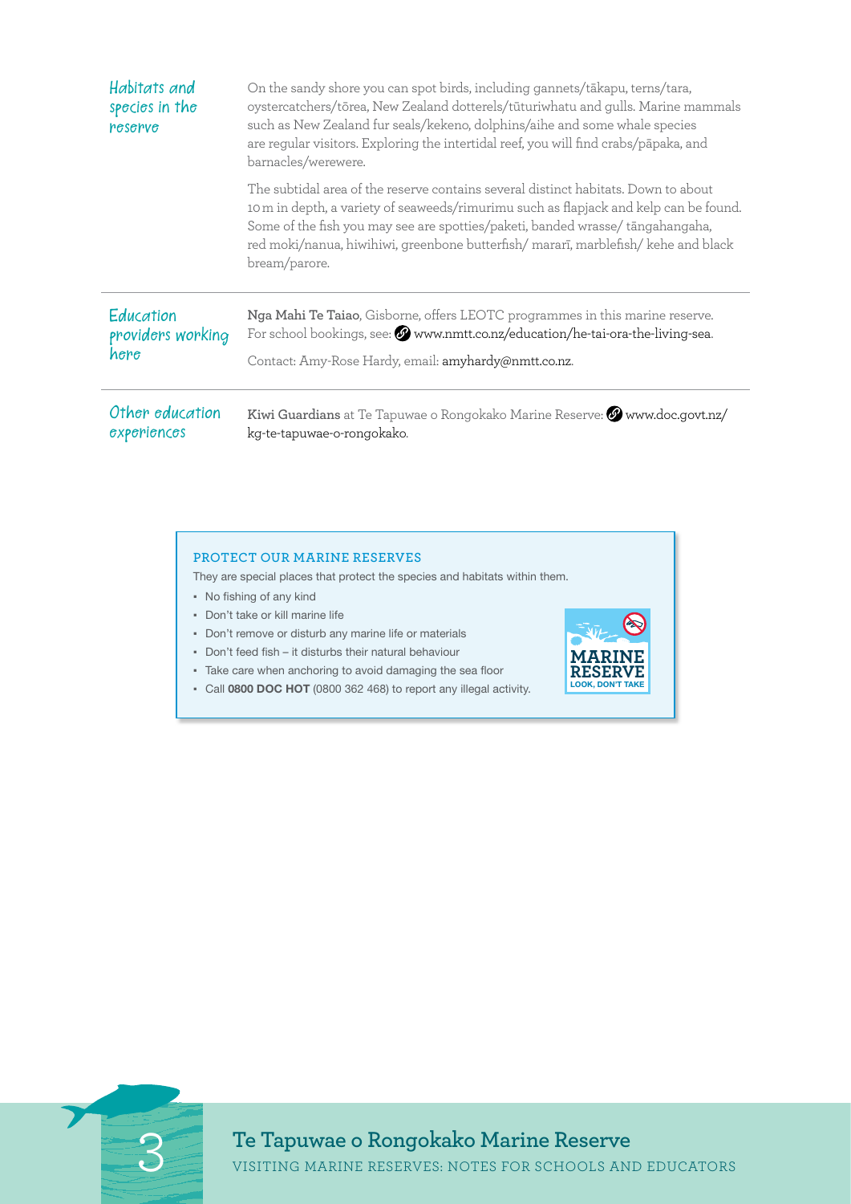## Habitats and species in the reserve

On the sandy shore you can spot birds, including gannets/tākapu, terns/tara, oystercatchers/tōrea, New Zealand dotterels/tūturiwhatu and gulls. Marine mammals such as New Zealand fur seals/kekeno, dolphins/aihe and some whale species are regular visitors. Exploring the intertidal reef, you will find crabs/pāpaka, and barnacles/werewere.

The subtidal area of the reserve contains several distinct habitats. Down to about 10 m in depth, a variety of seaweeds/rimurimu such as flapjack and kelp can be found. Some of the fish you may see are spotties/paketi, banded wrasse/ tāngahangaha, red moki/nanua, hiwihiwi, greenbone butterfish/ mararī, marblefish/ kehe and black bream/parore.

## Education providers working here

**Nga Mahi Te Taiao**, Gisborne, offers LEOTC programmes in this marine reserve. For school bookings, see: www.nmtt.co.nz/education/he-tai-ora-the-living-sea.

Contact: Amy-Rose Hardy, email: amyhardy@nmtt.co.nz.

## Other education experiences

**Kiwi Guardians** at Te Tapuwae o Rongokako Marine Reserve: www.doc.govt.nz/kg-te-tapuwae-o-rongokako.

### PROTECT OUR MARINE RESERVES

They are special places that protect the species and habitats within them.

- No fishing of any kind
- Don't take or kill marine life
- Don't remove or disturb any marine life or materials
- Don't feed fish – it disturbs their natural behaviour
- Take care when anchoring to avoid damaging the sea floor
- Call **0800 DOC HOT** (0800 362 468) to report any illegal activity.

MARINE RESERVE
LOOK, DON'T TAKE